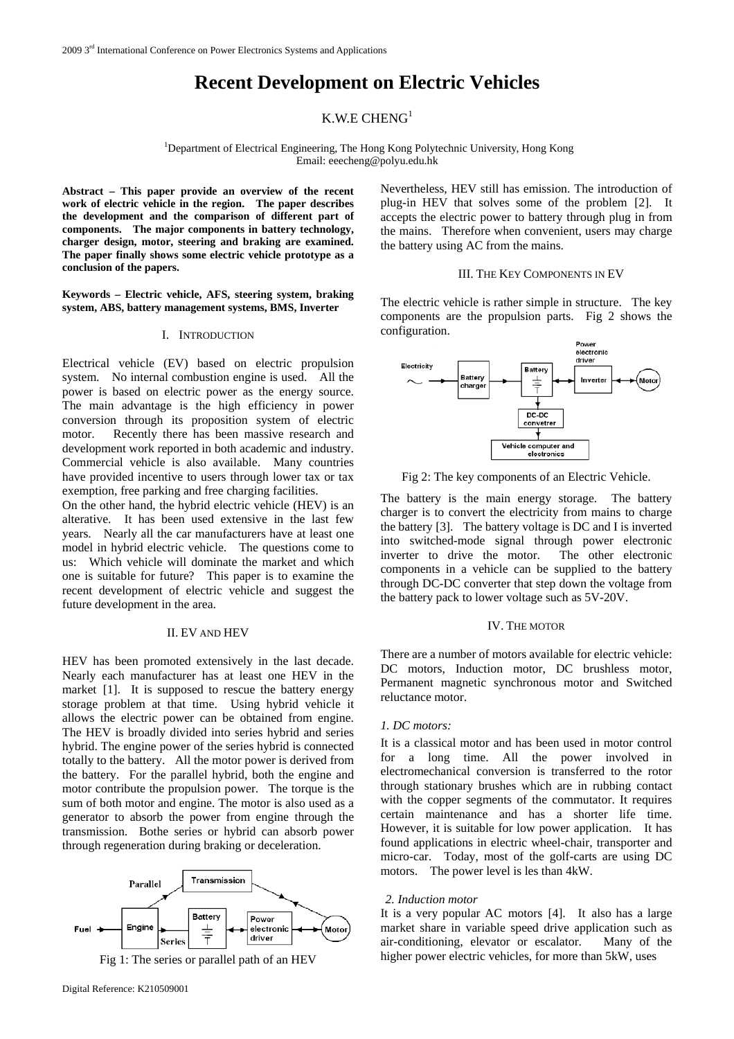# Recent Development on Electric Vehicles

K.W.E CHENG[1]

[1]Department of Electrical Engineering, The Hong Kong Polytechnic University, Hong Kong
Email: eeecheng@polyu.edu.hk

**Abstract – This paper provide an overview of the recent work of electric vehicle in the region. The paper describes the development and the comparison of different part of components. The major components in battery technology, charger design, motor, steering and braking are examined. The paper finally shows some electric vehicle prototype as a conclusion of the papers.**

**Keywords – Electric vehicle, AFS, steering system, braking system, ABS, battery management systems, BMS, Inverter**

## I. Introduction

Electrical vehicle (EV) based on electric propulsion system. No internal combustion engine is used. All the power is based on electric power as the energy source. The main advantage is the high efficiency in power conversion through its proposition system of electric motor. Recently there has been massive research and development work reported in both academic and industry. Commercial vehicle is also available. Many countries have provided incentive to users through lower tax or tax exemption, free parking and free charging facilities.

On the other hand, the hybrid electric vehicle (HEV) is an alterative. It has been used extensive in the last few years. Nearly all the car manufacturers have at least one model in hybrid electric vehicle. The questions come to us: Which vehicle will dominate the market and which one is suitable for future? This paper is to examine the recent development of electric vehicle and suggest the future development in the area.

## II. EV and HEV

HEV has been promoted extensively in the last decade. Nearly each manufacturer has at least one HEV in the market [1]. It is supposed to rescue the battery energy storage problem at that time. Using hybrid vehicle it allows the electric power can be obtained from engine. The HEV is broadly divided into series hybrid and series hybrid. The engine power of the series hybrid is connected totally to the battery. All the motor power is derived from the battery. For the parallel hybrid, both the engine and motor contribute the propulsion power. The torque is the sum of both motor and engine. The motor is also used as a generator to absorb the power from engine through the transmission. Bothe series or hybrid can absorb power through regeneration during braking or deceleration.

Fig 1: The series or parallel path of an HEV

Nevertheless, HEV still has emission. The introduction of plug-in HEV that solves some of the problem [2]. It accepts the electric power to battery through plug in from the mains. Therefore when convenient, users may charge the battery using AC from the mains.

## III. The Key Components in EV

The electric vehicle is rather simple in structure. The key components are the propulsion parts. Fig 2 shows the configuration.

Fig 2: The key components of an Electric Vehicle.

The battery is the main energy storage. The battery charger is to convert the electricity from mains to charge the battery [3]. The battery voltage is DC and I is inverted into switched-mode signal through power electronic inverter to drive the motor. The other electronic components in a vehicle can be supplied to the battery through DC-DC converter that step down the voltage from the battery pack to lower voltage such as 5V-20V.

## IV. The Motor

There are a number of motors available for electric vehicle: DC motors, Induction motor, DC brushless motor, Permanent magnetic synchronous motor and Switched reluctance motor.

### *1. DC motors:*

It is a classical motor and has been used in motor control for a long time. All the power involved in electromechanical conversion is transferred to the rotor through stationary brushes which are in rubbing contact with the copper segments of the commutator. It requires certain maintenance and has a shorter life time. However, it is suitable for low power application. It has found applications in electric wheel-chair, transporter and micro-car. Today, most of the golf-carts are using DC motors. The power level is les than 4kW.

### *2. Induction motor*

It is a very popular AC motors [4]. It also has a large market share in variable speed drive application such as air-conditioning, elevator or escalator. Many of the higher power electric vehicles, for more than 5kW, uses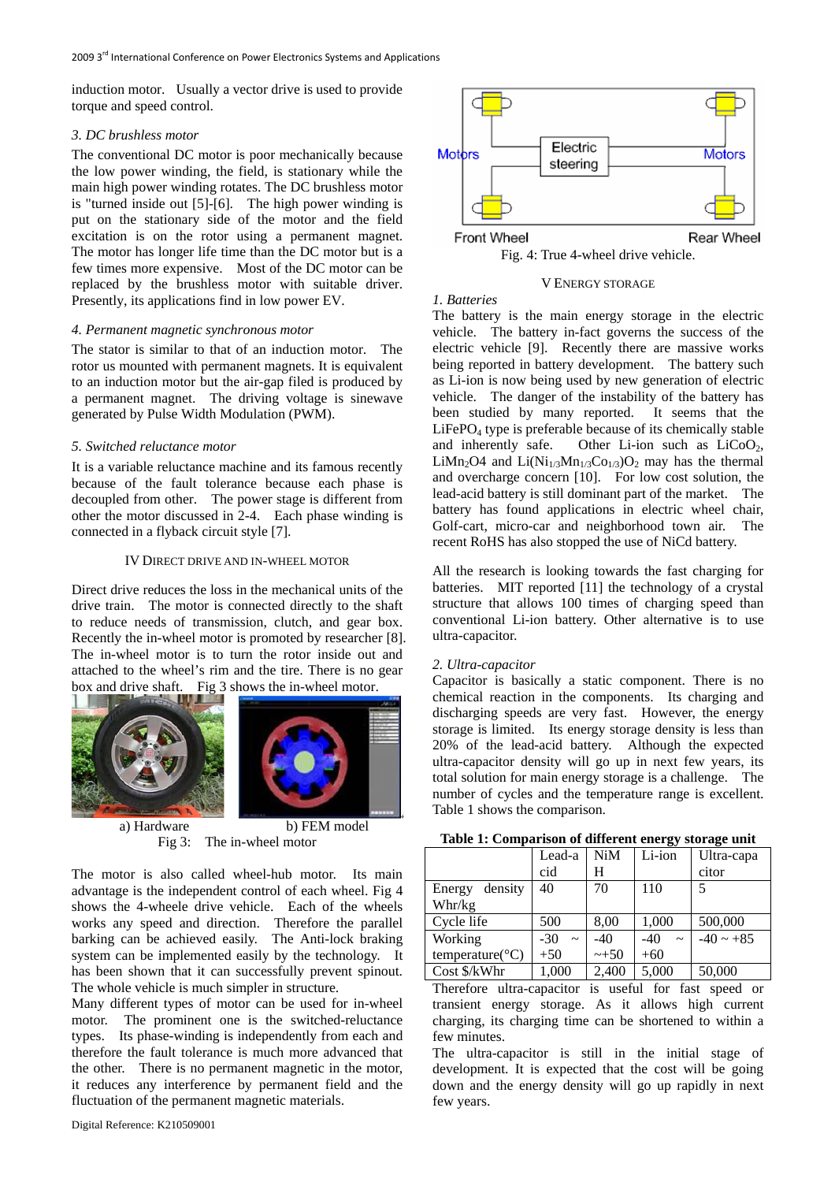induction motor. Usually a vector drive is used to provide torque and speed control.

*3. DC brushless motor*

The conventional DC motor is poor mechanically because the low power winding, the field, is stationary while the main high power winding rotates. The DC brushless motor is "turned inside out [5]-[6]. The high power winding is put on the stationary side of the motor and the field excitation is on the rotor using a permanent magnet. The motor has longer life time than the DC motor but is a few times more expensive. Most of the DC motor can be replaced by the brushless motor with suitable driver. Presently, its applications find in low power EV.

*4. Permanent magnetic synchronous motor*

The stator is similar to that of an induction motor. The rotor us mounted with permanent magnets. It is equivalent to an induction motor but the air-gap filed is produced by a permanent magnet. The driving voltage is sinewave generated by Pulse Width Modulation (PWM).

*5. Switched reluctance motor*

It is a variable reluctance machine and its famous recently because of the fault tolerance because each phase is decoupled from other. The power stage is different from other the motor discussed in 2-4. Each phase winding is connected in a flyback circuit style [7].

## IV DIRECT DRIVE AND IN-WHEEL MOTOR

Direct drive reduces the loss in the mechanical units of the drive train. The motor is connected directly to the shaft to reduce needs of transmission, clutch, and gear box. Recently the in-wheel motor is promoted by researcher [8]. The in-wheel motor is to turn the rotor inside out and attached to the wheel's rim and the tire. There is no gear box and drive shaft. Fig 3 shows the in-wheel motor.

a) Hardware b) FEM model

Fig 3: The in-wheel motor

The motor is also called wheel-hub motor. Its main advantage is the independent control of each wheel. Fig 4 shows the 4-wheele drive vehicle. Each of the wheels works any speed and direction. Therefore the parallel barking can be achieved easily. The Anti-lock braking system can be implemented easily by the technology. It has been shown that it can successfully prevent spinout. The whole vehicle is much simpler in structure.

Many different types of motor can be used for in-wheel motor. The prominent one is the switched-reluctance types. Its phase-winding is independently from each and therefore the fault tolerance is much more advanced that the other. There is no permanent magnetic in the motor, it reduces any interference by permanent field and the fluctuation of the permanent magnetic materials.

Fig. 4: True 4-wheel drive vehicle.

## V ENERGY STORAGE

*1. Batteries*

The battery is the main energy storage in the electric vehicle. The battery in-fact governs the success of the electric vehicle [9]. Recently there are massive works being reported in battery development. The battery such as Li-ion is now being used by new generation of electric vehicle. The danger of the instability of the battery has been studied by many reported. It seems that the $LiFePO_4$ type is preferable because of its chemically stable and inherently safe. Other Li-ion such as $LiCoO_2$, $LiMn_2O4$ and $Li(Ni_{1/3}Mn_{1/3}Co_{1/3})O_2$ may has the thermal and overcharge concern [10]. For low cost solution, the lead-acid battery is still dominant part of the market. The battery has found applications in electric wheel chair, Golf-cart, micro-car and neighborhood town air. The recent RoHS has also stopped the use of NiCd battery.

All the research is looking towards the fast charging for batteries. MIT reported [11] the technology of a crystal structure that allows 100 times of charging speed than conventional Li-ion battery. Other alternative is to use ultra-capacitor.

*2. Ultra-capacitor*

Capacitor is basically a static component. There is no chemical reaction in the components. Its charging and discharging speeds are very fast. However, the energy storage is limited. Its energy storage density is less than 20% of the lead-acid battery. Although the expected ultra-capacitor density will go up in next few years, its total solution for main energy storage is a challenge. The number of cycles and the temperature range is excellent. Table 1 shows the comparison.

**Table 1: Comparison of different energy storage unit**

| | Lead-acid | NiMH | Li-ion | Ultra-capacitor |
|---|---|---|---|---|
| Energy density Whr/kg | 40 | 70 | 110 | 5 |
| Cycle life | 500 | 8,00 | 1,000 | 500,000 |
| Working temperature(°C) | -30 ~ +50 | -40 ~+50 | -40 ~ +60 | -40 ~ +85 |
| Cost $/kWhr | 1,000 | 2,400 | 5,000 | 50,000 |

Therefore ultra-capacitor is useful for fast speed or transient energy storage. As it allows high current charging, its charging time can be shortened to within a few minutes.

The ultra-capacitor is still in the initial stage of development. It is expected that the cost will be going down and the energy density will go up rapidly in next few years.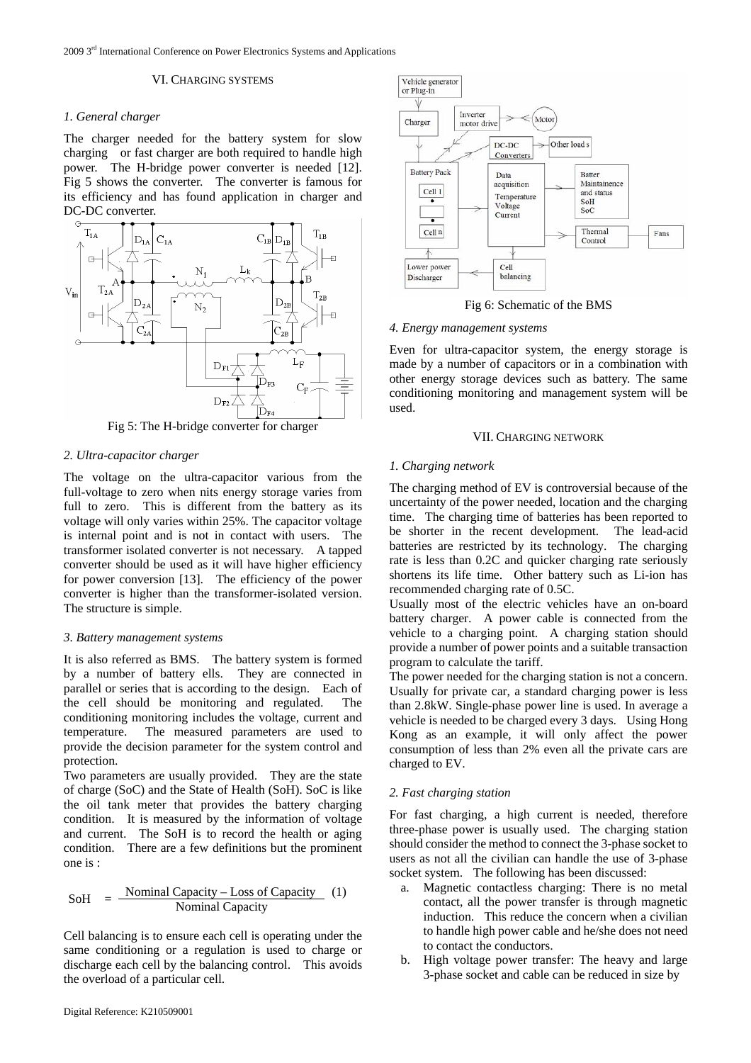## VI. CHARGING SYSTEMS

### *1. General charger*

The charger needed for the battery system for slow charging or fast charger are both required to handle high power. The H-bridge power converter is needed [12]. Fig 5 shows the converter. The converter is famous for its efficiency and has found application in charger and DC-DC converter.

Fig 5: The H-bridge converter for charger

### *2. Ultra-capacitor charger*

The voltage on the ultra-capacitor various from the full-voltage to zero when nits energy storage varies from full to zero. This is different from the battery as its voltage will only varies within 25%. The capacitor voltage is internal point and is not in contact with users. The transformer isolated converter is not necessary. A tapped converter should be used as it will have higher efficiency for power conversion [13]. The efficiency of the power converter is higher than the transformer-isolated version. The structure is simple.

### *3. Battery management systems*

It is also referred as BMS. The battery system is formed by a number of battery ells. They are connected in parallel or series that is according to the design. Each of the cell should be monitoring and regulated. The conditioning monitoring includes the voltage, current and temperature. The measured parameters are used to provide the decision parameter for the system control and protection.

Two parameters are usually provided. They are the state of charge (SoC) and the State of Health (SoH). SoC is like the oil tank meter that provides the battery charging condition. It is measured by the information of voltage and current. The SoH is to record the health or aging condition. There are a few definitions but the prominent one is :

$$\text{SoH} = \frac{\text{Nominal Capacity} - \text{Loss of Capacity}}{\text{Nominal Capacity}} \quad (1)$$

Cell balancing is to ensure each cell is operating under the same conditioning or a regulation is used to charge or discharge each cell by the balancing control. This avoids the overload of a particular cell.

Fig 6: Schematic of the BMS

### *4. Energy management systems*

Even for ultra-capacitor system, the energy storage is made by a number of capacitors or in a combination with other energy storage devices such as battery. The same conditioning monitoring and management system will be used.

## VII. CHARGING NETWORK

### *1. Charging network*

The charging method of EV is controversial because of the uncertainty of the power needed, location and the charging time. The charging time of batteries has been reported to be shorter in the recent development. The lead-acid batteries are restricted by its technology. The charging rate is less than 0.2C and quicker charging rate seriously shortens its life time. Other battery such as Li-ion has recommended charging rate of 0.5C.

Usually most of the electric vehicles have an on-board battery charger. A power cable is connected from the vehicle to a charging point. A charging station should provide a number of power points and a suitable transaction program to calculate the tariff.

The power needed for the charging station is not a concern. Usually for private car, a standard charging power is less than 2.8kW. Single-phase power line is used. In average a vehicle is needed to be charged every 3 days. Using Hong Kong as an example, it will only affect the power consumption of less than 2% even all the private cars are charged to EV.

### *2. Fast charging station*

For fast charging, a high current is needed, therefore three-phase power is usually used. The charging station should consider the method to connect the 3-phase socket to users as not all the civilian can handle the use of 3-phase socket system. The following has been discussed:

a. Magnetic contactless charging: There is no metal contact, all the power transfer is through magnetic induction. This reduce the concern when a civilian to handle high power cable and he/she does not need to contact the conductors.
b. High voltage power transfer: The heavy and large 3-phase socket and cable can be reduced in size by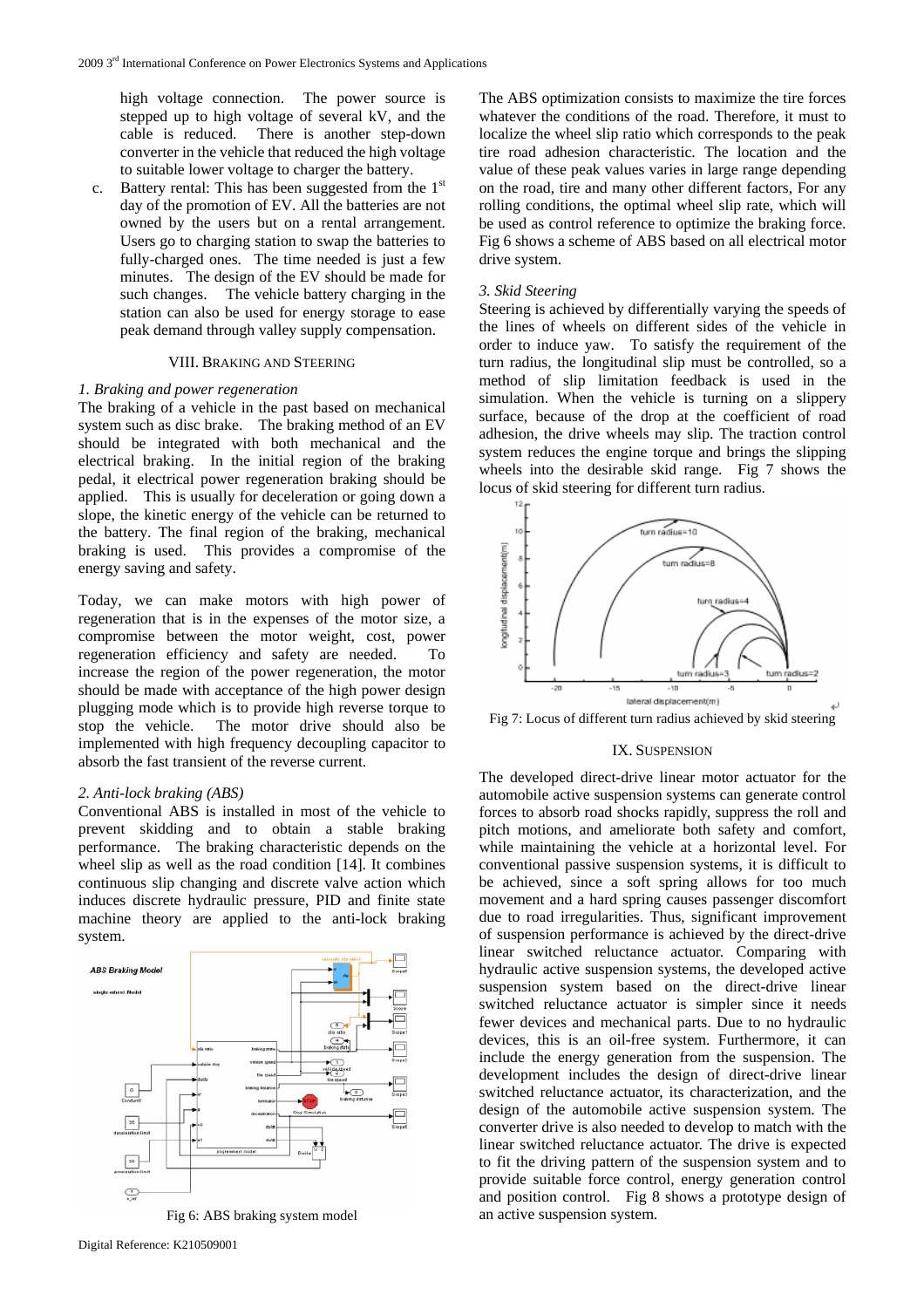high voltage connection. The power source is stepped up to high voltage of several kV, and the cable is reduced. There is another step-down converter in the vehicle that reduced the high voltage to suitable lower voltage to charger the battery.

c. Battery rental: This has been suggested from the 1st day of the promotion of EV. All the batteries are not owned by the users but on a rental arrangement. Users go to charging station to swap the batteries to fully-charged ones. The time needed is just a few minutes. The design of the EV should be made for such changes. The vehicle battery charging in the station can also be used for energy storage to ease peak demand through valley supply compensation.

## VIII. BRAKING AND STEERING

### *1. Braking and power regeneration*

The braking of a vehicle in the past based on mechanical system such as disc brake. The braking method of an EV should be integrated with both mechanical and the electrical braking. In the initial region of the braking pedal, it electrical power regeneration braking should be applied. This is usually for deceleration or going down a slope, the kinetic energy of the vehicle can be returned to the battery. The final region of the braking, mechanical braking is used. This provides a compromise of the energy saving and safety.

Today, we can make motors with high power of regeneration that is in the expenses of the motor size, a compromise between the motor weight, cost, power regeneration efficiency and safety are needed. To increase the region of the power regeneration, the motor should be made with acceptance of the high power design plugging mode which is to provide high reverse torque to stop the vehicle. The motor drive should also be implemented with high frequency decoupling capacitor to absorb the fast transient of the reverse current.

### *2. Anti-lock braking (ABS)*

Conventional ABS is installed in most of the vehicle to prevent skidding and to obtain a stable braking performance. The braking characteristic depends on the wheel slip as well as the road condition [14]. It combines continuous slip changing and discrete valve action which induces discrete hydraulic pressure, PID and finite state machine theory are applied to the anti-lock braking system.

Fig 6: ABS braking system model

The ABS optimization consists to maximize the tire forces whatever the conditions of the road. Therefore, it must to localize the wheel slip ratio which corresponds to the peak tire road adhesion characteristic. The location and the value of these peak values varies in large range depending on the road, tire and many other different factors, For any rolling conditions, the optimal wheel slip rate, which will be used as control reference to optimize the braking force. Fig 6 shows a scheme of ABS based on all electrical motor drive system.

### *3. Skid Steering*

Steering is achieved by differentially varying the speeds of the lines of wheels on different sides of the vehicle in order to induce yaw. To satisfy the requirement of the turn radius, the longitudinal slip must be controlled, so a method of slip limitation feedback is used in the simulation. When the vehicle is turning on a slippery surface, because of the drop at the coefficient of road adhesion, the drive wheels may slip. The traction control system reduces the engine torque and brings the slipping wheels into the desirable skid range. Fig 7 shows the locus of skid steering for different turn radius.

Fig 7: Locus of different turn radius achieved by skid steering

## IX. SUSPENSION

The developed direct-drive linear motor actuator for the automobile active suspension systems can generate control forces to absorb road shocks rapidly, suppress the roll and pitch motions, and ameliorate both safety and comfort, while maintaining the vehicle at a horizontal level. For conventional passive suspension systems, it is difficult to be achieved, since a soft spring allows for too much movement and a hard spring causes passenger discomfort due to road irregularities. Thus, significant improvement of suspension performance is achieved by the direct-drive linear switched reluctance actuator. Comparing with hydraulic active suspension systems, the developed active suspension system based on the direct-drive linear switched reluctance actuator is simpler since it needs fewer devices and mechanical parts. Due to no hydraulic devices, this is an oil-free system. Furthermore, it can include the energy generation from the suspension. The development includes the design of direct-drive linear switched reluctance actuator, its characterization, and the design of the automobile active suspension system. The converter drive is also needed to develop to match with the linear switched reluctance actuator. The drive is expected to fit the driving pattern of the suspension system and to provide suitable force control, energy generation control and position control. Fig 8 shows a prototype design of an active suspension system.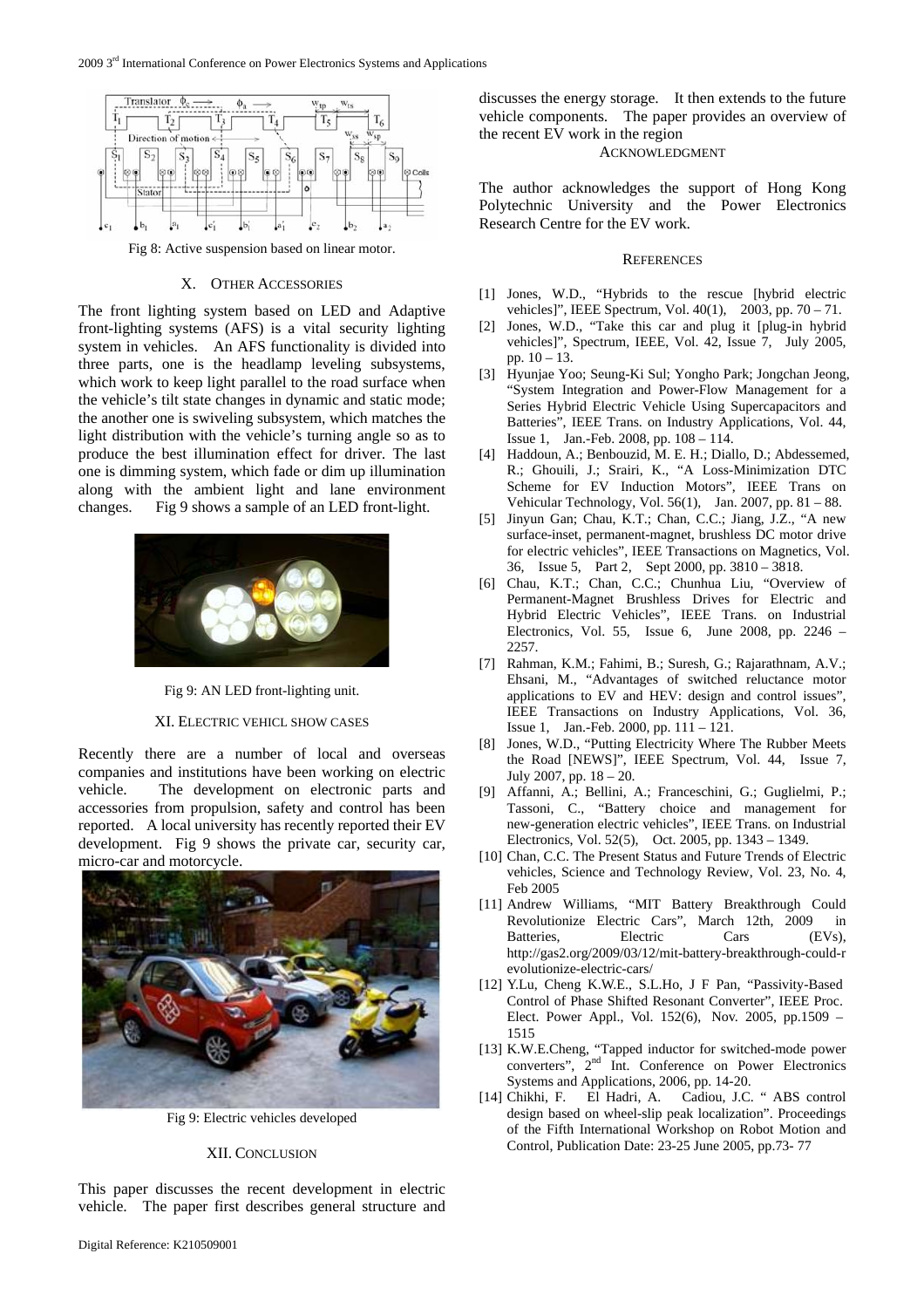Fig 8: Active suspension based on linear motor.

## X. OTHER ACCESSORIES

The front lighting system based on LED and Adaptive front-lighting systems (AFS) is a vital security lighting system in vehicles. An AFS functionality is divided into three parts, one is the headlamp leveling subsystems, which work to keep light parallel to the road surface when the vehicle's tilt state changes in dynamic and static mode; the another one is swiveling subsystem, which matches the light distribution with the vehicle's turning angle so as to produce the best illumination effect for driver. The last one is dimming system, which fade or dim up illumination along with the ambient light and lane environment changes. Fig 9 shows a sample of an LED front-light.

Fig 9: AN LED front-lighting unit.

## XI. ELECTRIC VEHICL SHOW CASES

Recently there are a number of local and overseas companies and institutions have been working on electric vehicle. The development on electronic parts and accessories from propulsion, safety and control has been reported. A local university has recently reported their EV development. Fig 9 shows the private car, security car, micro-car and motorcycle.

Fig 9: Electric vehicles developed

## XII. CONCLUSION

This paper discusses the recent development in electric vehicle. The paper first describes general structure and discusses the energy storage. It then extends to the future vehicle components. The paper provides an overview of the recent EV work in the region

## ACKNOWLEDGMENT

The author acknowledges the support of Hong Kong Polytechnic University and the Power Electronics Research Centre for the EV work.

## REFERENCES

[1] Jones, W.D., "Hybrids to the rescue [hybrid electric vehicles]", IEEE Spectrum, Vol. 40(1), 2003, pp. 70 – 71.

[2] Jones, W.D., "Take this car and plug it [plug-in hybrid vehicles]", Spectrum, IEEE, Vol. 42, Issue 7, July 2005, pp. 10 – 13.

[3] Hyunjae Yoo; Seung-Ki Sul; Yongho Park; Jongchan Jeong, "System Integration and Power-Flow Management for a Series Hybrid Electric Vehicle Using Supercapacitors and Batteries", IEEE Trans. on Industry Applications, Vol. 44, Issue 1, Jan.-Feb. 2008, pp. 108 – 114.

[4] Haddoun, A.; Benbouzid, M. E. H.; Diallo, D.; Abdessemed, R.; Ghouili, J.; Srairi, K., "A Loss-Minimization DTC Scheme for EV Induction Motors", IEEE Trans on Vehicular Technology, Vol. 56(1), Jan. 2007, pp. 81 – 88.

[5] Jinyun Gan; Chau, K.T.; Chan, C.C.; Jiang, J.Z., "A new surface-inset, permanent-magnet, brushless DC motor drive for electric vehicles", IEEE Transactions on Magnetics, Vol. 36, Issue 5, Part 2, Sept 2000, pp. 3810 – 3818.

[6] Chau, K.T.; Chan, C.C.; Chunhua Liu, "Overview of Permanent-Magnet Brushless Drives for Electric and Hybrid Electric Vehicles", IEEE Trans. on Industrial Electronics, Vol. 55, Issue 6, June 2008, pp. 2246 – 2257.

[7] Rahman, K.M.; Fahimi, B.; Suresh, G.; Rajarathnam, A.V.; Ehsani, M., "Advantages of switched reluctance motor applications to EV and HEV: design and control issues", IEEE Transactions on Industry Applications, Vol. 36, Issue 1, Jan.-Feb. 2000, pp. 111 – 121.

[8] Jones, W.D., "Putting Electricity Where The Rubber Meets the Road [NEWS]", IEEE Spectrum, Vol. 44, Issue 7, July 2007, pp. 18 – 20.

[9] Affanni, A.; Bellini, A.; Franceschini, G.; Guglielmi, P.; Tassoni, C., "Battery choice and management for new-generation electric vehicles", IEEE Trans. on Industrial Electronics, Vol. 52(5), Oct. 2005, pp. 1343 – 1349.

[10] Chan, C.C. The Present Status and Future Trends of Electric vehicles, Science and Technology Review, Vol. 23, No. 4, Feb 2005

[11] Andrew Williams, "MIT Battery Breakthrough Could Revolutionize Electric Cars", March 12th, 2009 in Batteries, Electric Cars (EVs), http://gas2.org/2009/03/12/mit-battery-breakthrough-could-revolutionize-electric-cars/

[12] Y.Lu, Cheng K.W.E., S.L.Ho, J F Pan, "Passivity-Based Control of Phase Shifted Resonant Converter", IEEE Proc. Elect. Power Appl., Vol. 152(6), Nov. 2005, pp.1509 – 1515

[13] K.W.E.Cheng, "Tapped inductor for switched-mode power converters", 2nd Int. Conference on Power Electronics Systems and Applications, 2006, pp. 14-20.

[14] Chikhi, F. El Hadri, A. Cadiou, J.C. " ABS control design based on wheel-slip peak localization". Proceedings of the Fifth International Workshop on Robot Motion and Control, Publication Date: 23-25 June 2005, pp.73- 77